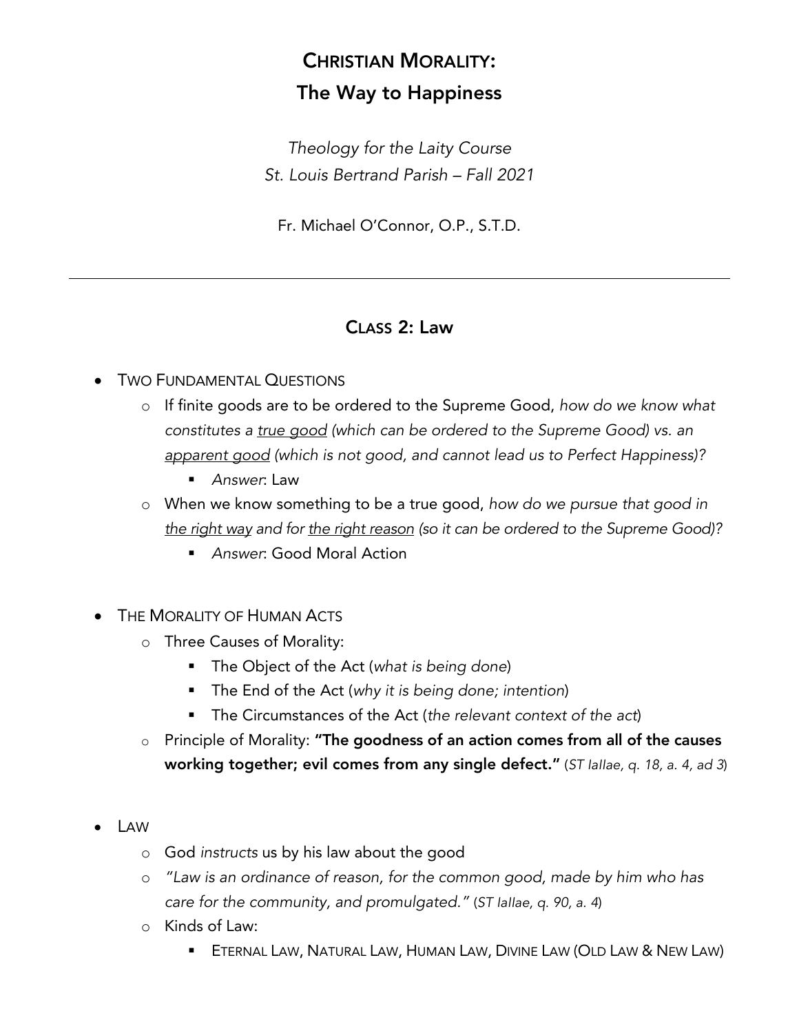# CHRISTIAN MORALITY:
# The Way to Happiness

*Theology for the Laity Course*
*St. Louis Bertrand Parish – Fall 2021*

Fr. Michael O'Connor, O.P., S.T.D.

---

## CLASS 2: Law

- TWO FUNDAMENTAL QUESTIONS
  - If finite goods are to be ordered to the Supreme Good, *how do we know what constitutes a <u>true good</u> (which can be ordered to the Supreme Good) vs. an <u>apparent good</u> (which is not good, and cannot lead us to Perfect Happiness)?*
    - *Answer*: Law
  - When we know something to be a true good, *how do we pursue that good in <u>the right way</u> and for <u>the right reason</u> (so it can be ordered to the Supreme Good)?*
    - *Answer*: Good Moral Action

- THE MORALITY OF HUMAN ACTS
  - Three Causes of Morality:
    - The Object of the Act (*what is being done*)
    - The End of the Act (*why it is being done; intention*)
    - The Circumstances of the Act (*the relevant context of the act*)
  - Principle of Morality: **"The goodness of an action comes from all of the causes working together; evil comes from any single defect."** (*ST IaIIae, q. 18, a. 4, ad 3*)

- LAW
  - God *instructs* us by his law about the good
  - *"Law is an ordinance of reason, for the common good, made by him who has care for the community, and promulgated."* (*ST IaIIae, q. 90, a. 4*)
  - Kinds of Law:
    - ETERNAL LAW, NATURAL LAW, HUMAN LAW, DIVINE LAW (OLD LAW & NEW LAW)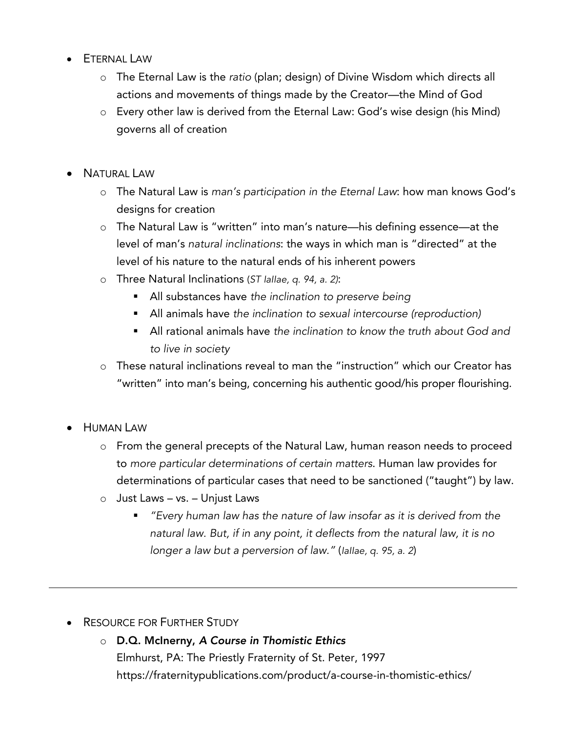- ETERNAL LAW
  - The Eternal Law is the *ratio* (plan; design) of Divine Wisdom which directs all actions and movements of things made by the Creator—the Mind of God
  - Every other law is derived from the Eternal Law: God's wise design (his Mind) governs all of creation

- NATURAL LAW
  - The Natural Law is *man's participation in the Eternal Law*: how man knows God's designs for creation
  - The Natural Law is "written" into man's nature—his defining essence—at the level of man's *natural inclinations*: the ways in which man is "directed" at the level of his nature to the natural ends of his inherent powers
  - Three Natural Inclinations (*ST IaIIae, q. 94, a. 2*):
    - All substances have *the inclination to preserve being*
    - All animals have *the inclination to sexual intercourse (reproduction)*
    - All rational animals have *the inclination to know the truth about God and to live in society*
  - These natural inclinations reveal to man the "instruction" which our Creator has "written" into man's being, concerning his authentic good/his proper flourishing.

- HUMAN LAW
  - From the general precepts of the Natural Law, human reason needs to proceed to *more particular determinations of certain matters*. Human law provides for determinations of particular cases that need to be sanctioned ("taught") by law.
  - Just Laws – vs. – Unjust Laws
    - *"Every human law has the nature of law insofar as it is derived from the natural law. But, if in any point, it deflects from the natural law, it is no longer a law but a perversion of law."* (*IaIIae, q. 95, a. 2*)

---

- RESOURCE FOR FURTHER STUDY
  - **D.Q. McInerny, *A Course in Thomistic Ethics***
    Elmhurst, PA: The Priestly Fraternity of St. Peter, 1997
    https://fraternitypublications.com/product/a-course-in-thomistic-ethics/